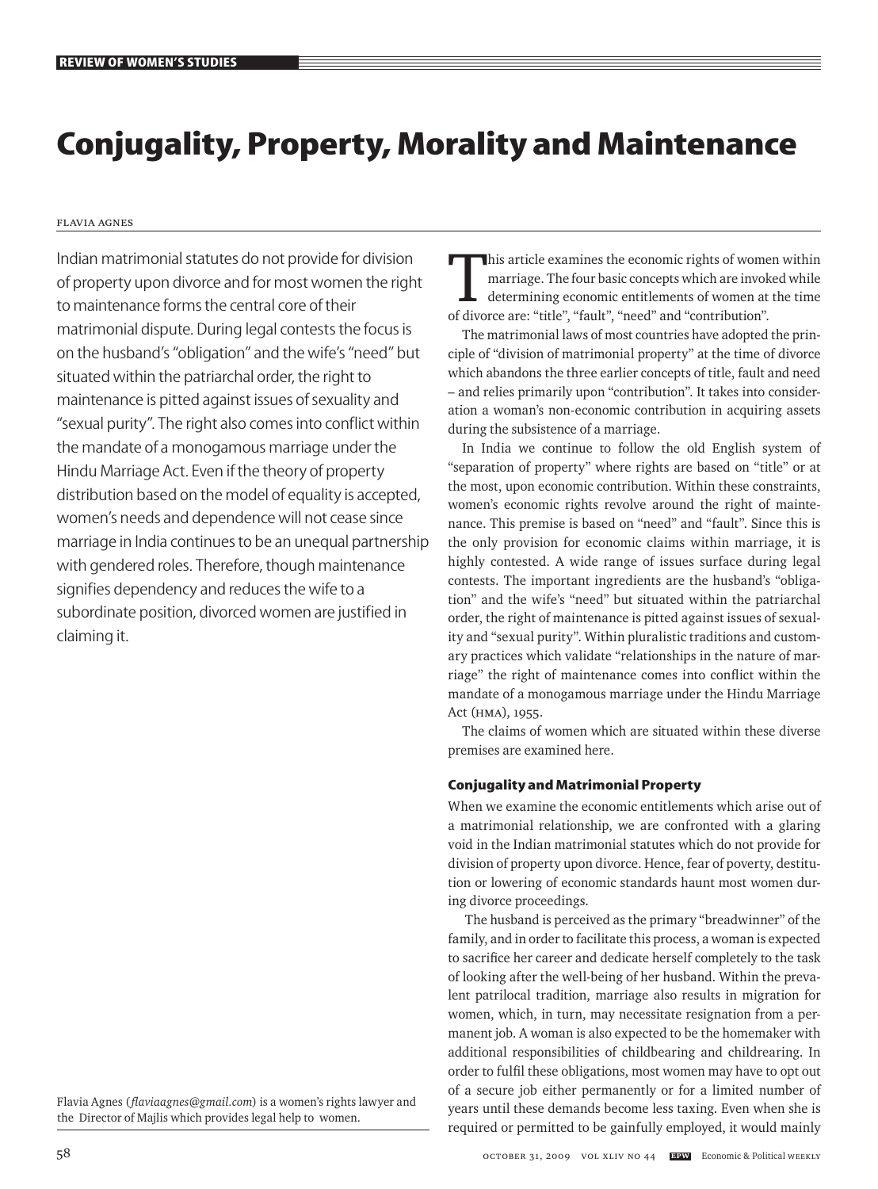# Conjugality, Property, Morality and Maintenance

Flavia Agnes

Indian matrimonial statutes do not provide for division of property upon divorce and for most women the right to maintenance forms the central core of their matrimonial dispute. During legal contests the focus is on the husband's "obligation" and the wife's "need" but situated within the patriarchal order, the right to maintenance is pitted against issues of sexuality and "sexual purity". The right also comes into conflict within the mandate of a monogamous marriage under the Hindu Marriage Act. Even if the theory of property distribution based on the model of equality is accepted, women's needs and dependence will not cease since marriage in India continues to be an unequal partnership with gendered roles. Therefore, though maintenance signifies dependency and reduces the wife to a subordinate position, divorced women are justified in claiming it.

Flavia Agnes (*flaviaagnes@gmail.com*) is a women's rights lawyer and the Director of Majlis which provides legal help to women.

This article examines the economic rights of women within marriage. The four basic concepts which are invoked while determining economic entitlements of women at the time of divorce are: "title", "fault", "need" and "contribution".

The matrimonial laws of most countries have adopted the principle of "division of matrimonial property" at the time of divorce which abandons the three earlier concepts of title, fault and need – and relies primarily upon "contribution". It takes into consideration a woman's non-economic contribution in acquiring assets during the subsistence of a marriage.

In India we continue to follow the old English system of "separation of property" where rights are based on "title" or at the most, upon economic contribution. Within these constraints, women's economic rights revolve around the right of maintenance. This premise is based on "need" and "fault". Since this is the only provision for economic claims within marriage, it is highly contested. A wide range of issues surface during legal contests. The important ingredients are the husband's "obligation" and the wife's "need" but situated within the patriarchal order, the right of maintenance is pitted against issues of sexuality and "sexual purity". Within pluralistic traditions and customary practices which validate "relationships in the nature of marriage" the right of maintenance comes into conflict within the mandate of a monogamous marriage under the Hindu Marriage Act (HMA), 1955.

The claims of women which are situated within these diverse premises are examined here.

## Conjugality and Matrimonial Property

When we examine the economic entitlements which arise out of a matrimonial relationship, we are confronted with a glaring void in the Indian matrimonial statutes which do not provide for division of property upon divorce. Hence, fear of poverty, destitution or lowering of economic standards haunt most women during divorce proceedings.

The husband is perceived as the primary "breadwinner" of the family, and in order to facilitate this process, a woman is expected to sacrifice her career and dedicate herself completely to the task of looking after the well-being of her husband. Within the prevalent patrilocal tradition, marriage also results in migration for women, which, in turn, may necessitate resignation from a permanent job. A woman is also expected to be the homemaker with additional responsibilities of childbearing and childrearing. In order to fulfil these obligations, most women may have to opt out of a secure job either permanently or for a limited number of years until these demands become less taxing. Even when she is required or permitted to be gainfully employed, it would mainly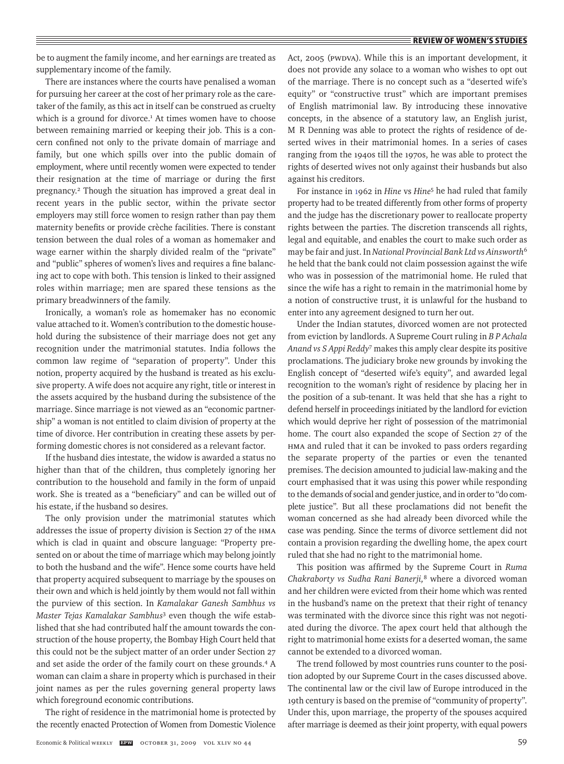be to augment the family income, and her earnings are treated as supplementary income of the family.

There are instances where the courts have penalised a woman for pursuing her career at the cost of her primary role as the caretaker of the family, as this act in itself can be construed as cruelty which is a ground for divorce.[1] At times women have to choose between remaining married or keeping their job. This is a concern confined not only to the private domain of marriage and family, but one which spills over into the public domain of employment, where until recently women were expected to tender their resignation at the time of marriage or during the first pregnancy.[2] Though the situation has improved a great deal in recent years in the public sector, within the private sector employers may still force women to resign rather than pay them maternity benefits or provide crèche facilities. There is constant tension between the dual roles of a woman as homemaker and wage earner within the sharply divided realm of the "private" and "public" spheres of women's lives and requires a fine balancing act to cope with both. This tension is linked to their assigned roles within marriage; men are spared these tensions as the primary breadwinners of the family.

Ironically, a woman's role as homemaker has no economic value attached to it. Women's contribution to the domestic household during the subsistence of their marriage does not get any recognition under the matrimonial statutes. India follows the common law regime of "separation of property". Under this notion, property acquired by the husband is treated as his exclusive property. A wife does not acquire any right, title or interest in the assets acquired by the husband during the subsistence of the marriage. Since marriage is not viewed as an "economic partnership" a woman is not entitled to claim division of property at the time of divorce. Her contribution in creating these assets by performing domestic chores is not considered as a relevant factor.

If the husband dies intestate, the widow is awarded a status no higher than that of the children, thus completely ignoring her contribution to the household and family in the form of unpaid work. She is treated as a "beneficiary" and can be willed out of his estate, if the husband so desires.

The only provision under the matrimonial statutes which addresses the issue of property division is Section 27 of the HMA which is clad in quaint and obscure language: "Property presented on or about the time of marriage which may belong jointly to both the husband and the wife". Hence some courts have held that property acquired subsequent to marriage by the spouses on their own and which is held jointly by them would not fall within the purview of this section. In *Kamalakar Ganesh Sambhus vs Master Tejas Kamalakar Sambhus*[3] even though the wife established that she had contributed half the amount towards the construction of the house property, the Bombay High Court held that this could not be the subject matter of an order under Section 27 and set aside the order of the family court on these grounds.[4] A woman can claim a share in property which is purchased in their joint names as per the rules governing general property laws which foreground economic contributions.

The right of residence in the matrimonial home is protected by the recently enacted Protection of Women from Domestic Violence Act, 2005 (PWDVA). While this is an important development, it does not provide any solace to a woman who wishes to opt out of the marriage. There is no concept such as a "deserted wife's equity" or "constructive trust" which are important premises of English matrimonial law. By introducing these innovative concepts, in the absence of a statutory law, an English jurist, M R Denning was able to protect the rights of residence of deserted wives in their matrimonial homes. In a series of cases ranging from the 1940s till the 1970s, he was able to protect the rights of deserted wives not only against their husbands but also against his creditors.

For instance in 1962 in *Hine* vs *Hine*[5] he had ruled that family property had to be treated differently from other forms of property and the judge has the discretionary power to reallocate property rights between the parties. The discretion transcends all rights, legal and equitable, and enables the court to make such order as may be fair and just. In *National Provincial Bank Ltd vs Ainsworth*[6] he held that the bank could not claim possession against the wife who was in possession of the matrimonial home. He ruled that since the wife has a right to remain in the matrimonial home by a notion of constructive trust, it is unlawful for the husband to enter into any agreement designed to turn her out.

Under the Indian statutes, divorced women are not protected from eviction by landlords. A Supreme Court ruling in *B P Achala Anand vs S Appi Reddy*[7] makes this amply clear despite its positive proclamations. The judiciary broke new grounds by invoking the English concept of "deserted wife's equity", and awarded legal recognition to the woman's right of residence by placing her in the position of a sub-tenant. It was held that she has a right to defend herself in proceedings initiated by the landlord for eviction which would deprive her right of possession of the matrimonial home. The court also expanded the scope of Section 27 of the HMA and ruled that it can be invoked to pass orders regarding the separate property of the parties or even the tenanted premises. The decision amounted to judicial law-making and the court emphasised that it was using this power while responding to the demands of social and gender justice, and in order to "do complete justice". But all these proclamations did not benefit the woman concerned as she had already been divorced while the case was pending. Since the terms of divorce settlement did not contain a provision regarding the dwelling home, the apex court ruled that she had no right to the matrimonial home.

This position was affirmed by the Supreme Court in *Ruma Chakraborty vs Sudha Rani Banerji*,[8] where a divorced woman and her children were evicted from their home which was rented in the husband's name on the pretext that their right of tenancy was terminated with the divorce since this right was not negotiated during the divorce. The apex court held that although the right to matrimonial home exists for a deserted woman, the same cannot be extended to a divorced woman.

The trend followed by most countries runs counter to the position adopted by our Supreme Court in the cases discussed above. The continental law or the civil law of Europe introduced in the 19th century is based on the premise of "community of property". Under this, upon marriage, the property of the spouses acquired after marriage is deemed as their joint property, with equal powers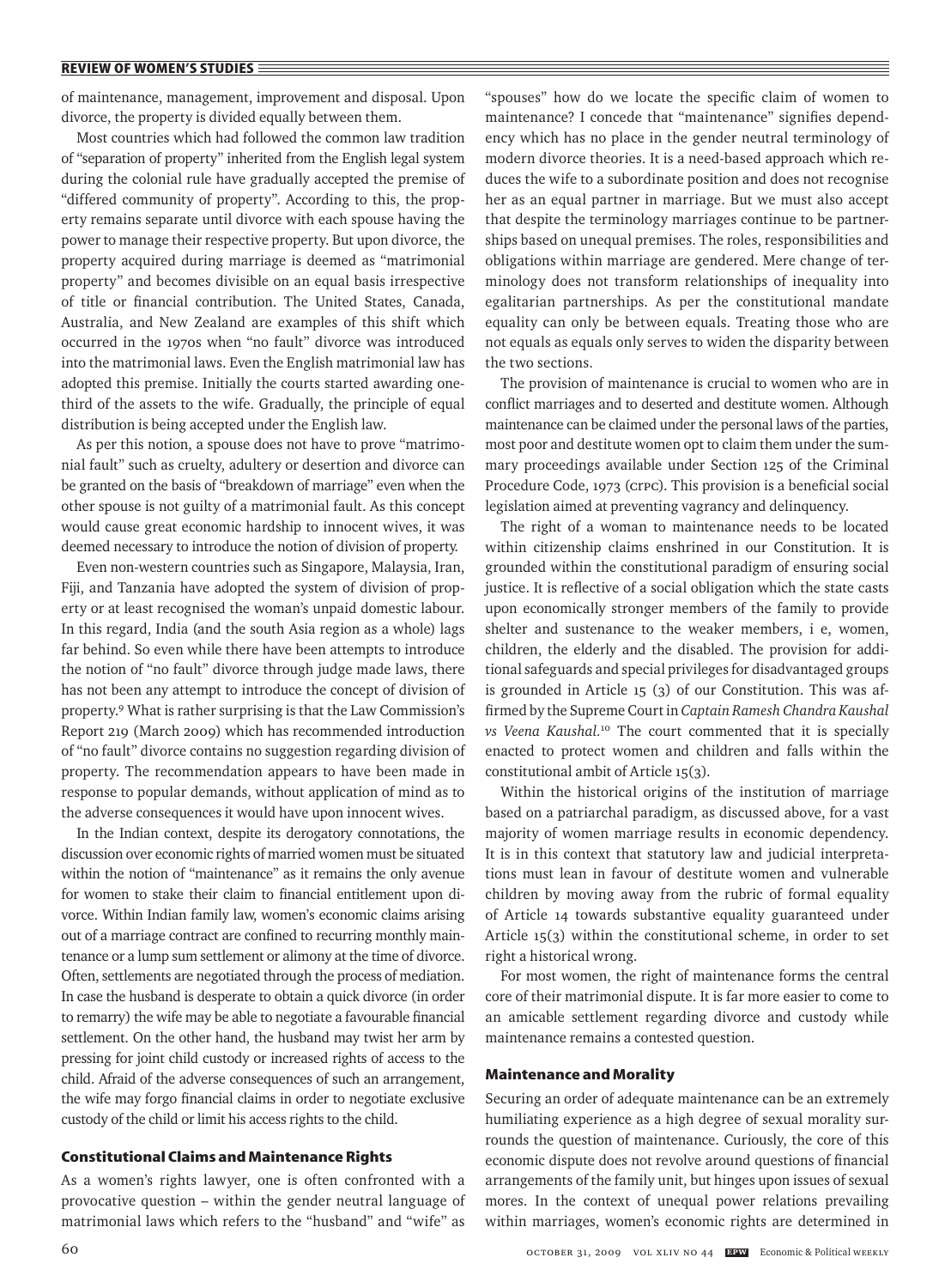of maintenance, management, improvement and disposal. Upon divorce, the property is divided equally between them.

Most countries which had followed the common law tradition of "separation of property" inherited from the English legal system during the colonial rule have gradually accepted the premise of "differed community of property". According to this, the property remains separate until divorce with each spouse having the power to manage their respective property. But upon divorce, the property acquired during marriage is deemed as "matrimonial property" and becomes divisible on an equal basis irrespective of title or financial contribution. The United States, Canada, Australia, and New Zealand are examples of this shift which occurred in the 1970s when "no fault" divorce was introduced into the matrimonial laws. Even the English matrimonial law has adopted this premise. Initially the courts started awarding one-third of the assets to the wife. Gradually, the principle of equal distribution is being accepted under the English law.

As per this notion, a spouse does not have to prove "matrimonial fault" such as cruelty, adultery or desertion and divorce can be granted on the basis of "breakdown of marriage" even when the other spouse is not guilty of a matrimonial fault. As this concept would cause great economic hardship to innocent wives, it was deemed necessary to introduce the notion of division of property.

Even non-western countries such as Singapore, Malaysia, Iran, Fiji, and Tanzania have adopted the system of division of property or at least recognised the woman's unpaid domestic labour. In this regard, India (and the south Asia region as a whole) lags far behind. So even while there have been attempts to introduce the notion of "no fault" divorce through judge made laws, there has not been any attempt to introduce the concept of division of property.[9] What is rather surprising is that the Law Commission's Report 219 (March 2009) which has recommended introduction of "no fault" divorce contains no suggestion regarding division of property. The recommendation appears to have been made in response to popular demands, without application of mind as to the adverse consequences it would have upon innocent wives.

In the Indian context, despite its derogatory connotations, the discussion over economic rights of married women must be situated within the notion of "maintenance" as it remains the only avenue for women to stake their claim to financial entitlement upon divorce. Within Indian family law, women's economic claims arising out of a marriage contract are confined to recurring monthly maintenance or a lump sum settlement or alimony at the time of divorce. Often, settlements are negotiated through the process of mediation. In case the husband is desperate to obtain a quick divorce (in order to remarry) the wife may be able to negotiate a favourable financial settlement. On the other hand, the husband may twist her arm by pressing for joint child custody or increased rights of access to the child. Afraid of the adverse consequences of such an arrangement, the wife may forgo financial claims in order to negotiate exclusive custody of the child or limit his access rights to the child.

## Constitutional Claims and Maintenance Rights

As a women's rights lawyer, one is often confronted with a provocative question – within the gender neutral language of matrimonial laws which refers to the "husband" and "wife" as "spouses" how do we locate the specific claim of women to maintenance? I concede that "maintenance" signifies dependency which has no place in the gender neutral terminology of modern divorce theories. It is a need-based approach which reduces the wife to a subordinate position and does not recognise her as an equal partner in marriage. But we must also accept that despite the terminology marriages continue to be partnerships based on unequal premises. The roles, responsibilities and obligations within marriage are gendered. Mere change of terminology does not transform relationships of inequality into egalitarian partnerships. As per the constitutional mandate equality can only be between equals. Treating those who are not equals as equals only serves to widen the disparity between the two sections.

The provision of maintenance is crucial to women who are in conflict marriages and to deserted and destitute women. Although maintenance can be claimed under the personal laws of the parties, most poor and destitute women opt to claim them under the summary proceedings available under Section 125 of the Criminal Procedure Code, 1973 (CrPC). This provision is a beneficial social legislation aimed at preventing vagrancy and delinquency.

The right of a woman to maintenance needs to be located within citizenship claims enshrined in our Constitution. It is grounded within the constitutional paradigm of ensuring social justice. It is reflective of a social obligation which the state casts upon economically stronger members of the family to provide shelter and sustenance to the weaker members, i e, women, children, the elderly and the disabled. The provision for additional safeguards and special privileges for disadvantaged groups is grounded in Article 15 (3) of our Constitution. This was affirmed by the Supreme Court in *Captain Ramesh Chandra Kaushal vs Veena Kaushal*.[10] The court commented that it is specially enacted to protect women and children and falls within the constitutional ambit of Article 15(3).

Within the historical origins of the institution of marriage based on a patriarchal paradigm, as discussed above, for a vast majority of women marriage results in economic dependency. It is in this context that statutory law and judicial interpretations must lean in favour of destitute women and vulnerable children by moving away from the rubric of formal equality of Article 14 towards substantive equality guaranteed under Article 15(3) within the constitutional scheme, in order to set right a historical wrong.

For most women, the right of maintenance forms the central core of their matrimonial dispute. It is far more easier to come to an amicable settlement regarding divorce and custody while maintenance remains a contested question.

## Maintenance and Morality

Securing an order of adequate maintenance can be an extremely humiliating experience as a high degree of sexual morality surrounds the question of maintenance. Curiously, the core of this economic dispute does not revolve around questions of financial arrangements of the family unit, but hinges upon issues of sexual mores. In the context of unequal power relations prevailing within marriages, women's economic rights are determined in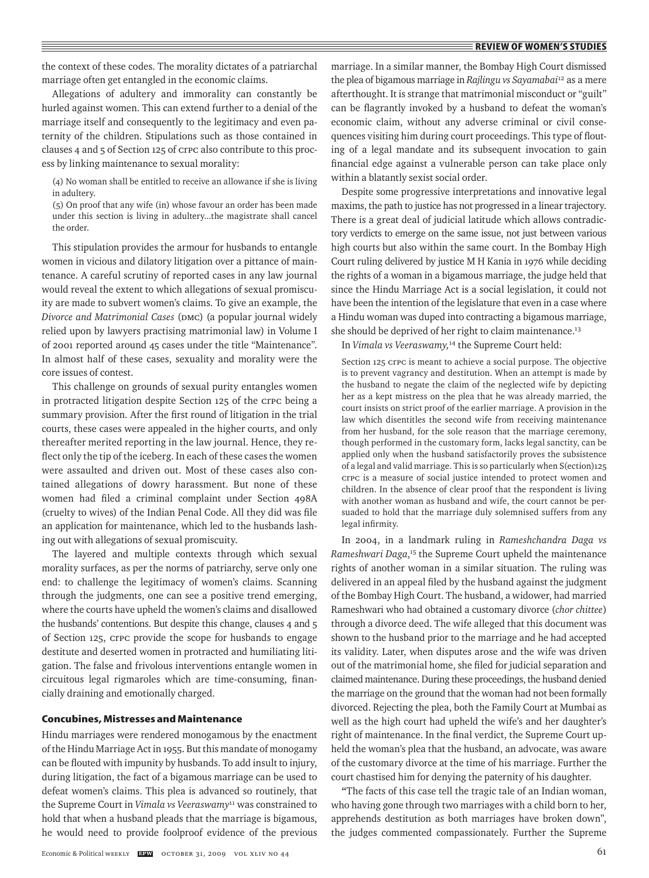the context of these codes. The morality dictates of a patriarchal marriage often get entangled in the economic claims.

Allegations of adultery and immorality can constantly be hurled against women. This can extend further to a denial of the marriage itself and consequently to the legitimacy and even paternity of the children. Stipulations such as those contained in clauses 4 and 5 of Section 125 of CrPC also contribute to this process by linking maintenance to sexual morality:

> (4) No woman shall be entitled to receive an allowance if she is living in adultery.
>
> (5) On proof that any wife (in) whose favour an order has been made under this section is living in adultery...the magistrate shall cancel the order.

This stipulation provides the armour for husbands to entangle women in vicious and dilatory litigation over a pittance of maintenance. A careful scrutiny of reported cases in any law journal would reveal the extent to which allegations of sexual promiscuity are made to subvert women's claims. To give an example, the *Divorce and Matrimonial Cases* (DMC) (a popular journal widely relied upon by lawyers practising matrimonial law) in Volume I of 2001 reported around 45 cases under the title "Maintenance". In almost half of these cases, sexuality and morality were the core issues of contest.

This challenge on grounds of sexual purity entangles women in protracted litigation despite Section 125 of the CrPC being a summary provision. After the first round of litigation in the trial courts, these cases were appealed in the higher courts, and only thereafter merited reporting in the law journal. Hence, they reflect only the tip of the iceberg. In each of these cases the women were assaulted and driven out. Most of these cases also contained allegations of dowry harassment. But none of these women had filed a criminal complaint under Section 498A (cruelty to wives) of the Indian Penal Code. All they did was file an application for maintenance, which led to the husbands lashing out with allegations of sexual promiscuity.

The layered and multiple contexts through which sexual morality surfaces, as per the norms of patriarchy, serve only one end: to challenge the legitimacy of women's claims. Scanning through the judgments, one can see a positive trend emerging, where the courts have upheld the women's claims and disallowed the husbands' contentions. But despite this change, clauses 4 and 5 of Section 125, CrPC provide the scope for husbands to engage destitute and deserted women in protracted and humiliating litigation. The false and frivolous interventions entangle women in circuitous legal rigmaroles which are time-consuming, financially draining and emotionally charged.

## Concubines, Mistresses and Maintenance

Hindu marriages were rendered monogamous by the enactment of the Hindu Marriage Act in 1955. But this mandate of monogamy can be flouted with impunity by husbands. To add insult to injury, during litigation, the fact of a bigamous marriage can be used to defeat women's claims. This plea is advanced so routinely, that the Supreme Court in *Vimala vs Veeraswamy*[11] was constrained to hold that when a husband pleads that the marriage is bigamous, he would need to provide foolproof evidence of the previous marriage. In a similar manner, the Bombay High Court dismissed the plea of bigamous marriage in *Rajlingu vs Sayamabai*[12] as a mere afterthought. It is strange that matrimonial misconduct or "guilt" can be flagrantly invoked by a husband to defeat the woman's economic claim, without any adverse criminal or civil consequences visiting him during court proceedings. This type of flouting of a legal mandate and its subsequent invocation to gain financial edge against a vulnerable person can take place only within a blatantly sexist social order.

Despite some progressive interpretations and innovative legal maxims, the path to justice has not progressed in a linear trajectory. There is a great deal of judicial latitude which allows contradictory verdicts to emerge on the same issue, not just between various high courts but also within the same court. In the Bombay High Court ruling delivered by justice M H Kania in 1976 while deciding the rights of a woman in a bigamous marriage, the judge held that since the Hindu Marriage Act is a social legislation, it could not have been the intention of the legislature that even in a case where a Hindu woman was duped into contracting a bigamous marriage, she should be deprived of her right to claim maintenance.[13]

In *Vimala vs Veeraswamy,*[14] the Supreme Court held:

> Section 125 CrPC is meant to achieve a social purpose. The objective is to prevent vagrancy and destitution. When an attempt is made by the husband to negate the claim of the neglected wife by depicting her as a kept mistress on the plea that he was already married, the court insists on strict proof of the earlier marriage. A provision in the law which disentitles the second wife from receiving maintenance from her husband, for the sole reason that the marriage ceremony, though performed in the customary form, lacks legal sanctity, can be applied only when the husband satisfactorily proves the subsistence of a legal and valid marriage. This is so particularly when S(ection)125 CrPC is a measure of social justice intended to protect women and children. In the absence of clear proof that the respondent is living with another woman as husband and wife, the court cannot be persuaded to hold that the marriage duly solemnised suffers from any legal infirmity.

In 2004, in a landmark ruling in *Rameshchandra Daga vs Rameshwari Daga*,[15] the Supreme Court upheld the maintenance rights of another woman in a similar situation. The ruling was delivered in an appeal filed by the husband against the judgment of the Bombay High Court. The husband, a widower, had married Rameshwari who had obtained a customary divorce (*chor chittee*) through a divorce deed. The wife alleged that this document was shown to the husband prior to the marriage and he had accepted its validity. Later, when disputes arose and the wife was driven out of the matrimonial home, she filed for judicial separation and claimed maintenance. During these proceedings, the husband denied the marriage on the ground that the woman had not been formally divorced. Rejecting the plea, both the Family Court at Mumbai as well as the high court had upheld the wife's and her daughter's right of maintenance. In the final verdict, the Supreme Court upheld the woman's plea that the husband, an advocate, was aware of the customary divorce at the time of his marriage. Further the court chastised him for denying the paternity of his daughter.

"The facts of this case tell the tragic tale of an Indian woman, who having gone through two marriages with a child born to her, apprehends destitution as both marriages have broken down", the judges commented compassionately. Further the Supreme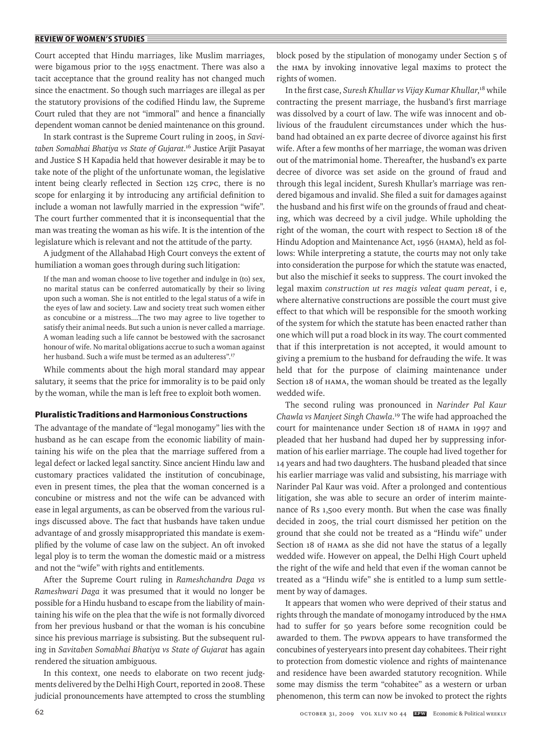Court accepted that Hindu marriages, like Muslim marriages, were bigamous prior to the 1955 enactment. There was also a tacit acceptance that the ground reality has not changed much since the enactment. So though such marriages are illegal as per the statutory provisions of the codified Hindu law, the Supreme Court ruled that they are not "immoral" and hence a financially dependent woman cannot be denied maintenance on this ground.

In stark contrast is the Supreme Court ruling in 2005, in *Savitaben Somabhai Bhatiya vs State of Gujarat*.[16] Justice Arijit Pasayat and Justice S H Kapadia held that however desirable it may be to take note of the plight of the unfortunate woman, the legislative intent being clearly reflected in Section 125 CrPC, there is no scope for enlarging it by introducing any artificial definition to include a woman not lawfully married in the expression "wife". The court further commented that it is inconsequential that the man was treating the woman as his wife. It is the intention of the legislature which is relevant and not the attitude of the party.

A judgment of the Allahabad High Court conveys the extent of humiliation a woman goes through during such litigation:

> If the man and woman choose to live together and indulge in (to) sex, no marital status can be conferred automatically by their so living upon such a woman. She is not entitled to the legal status of a wife in the eyes of law and society. Law and society treat such women either as concubine or a mistress....The two may agree to live together to satisfy their animal needs. But such a union is never called a marriage. A woman leading such a life cannot be bestowed with the sacrosanct honour of wife. No marital obligations accrue to such a woman against her husband. Such a wife must be termed as an adulteress".[17]

While comments about the high moral standard may appear salutary, it seems that the price for immorality is to be paid only by the woman, while the man is left free to exploit both women.

## Pluralistic Traditions and Harmonious Constructions

The advantage of the mandate of "legal monogamy" lies with the husband as he can escape from the economic liability of maintaining his wife on the plea that the marriage suffered from a legal defect or lacked legal sanctity. Since ancient Hindu law and customary practices validated the institution of concubinage, even in present times, the plea that the woman concerned is a concubine or mistress and not the wife can be advanced with ease in legal arguments, as can be observed from the various rulings discussed above. The fact that husbands have taken undue advantage of and grossly misappropriated this mandate is exemplified by the volume of case law on the subject. An oft invoked legal ploy is to term the woman the domestic maid or a mistress and not the "wife" with rights and entitlements.

After the Supreme Court ruling in *Rameshchandra Daga vs Rameshwari Daga* it was presumed that it would no longer be possible for a Hindu husband to escape from the liability of maintaining his wife on the plea that the wife is not formally divorced from her previous husband or that the woman is his concubine since his previous marriage is subsisting. But the subsequent ruling in *Savitaben Somabhai Bhatiya vs State of Gujarat* has again rendered the situation ambiguous.

In this context, one needs to elaborate on two recent judgments delivered by the Delhi High Court, reported in 2008. These judicial pronouncements have attempted to cross the stumbling block posed by the stipulation of monogamy under Section 5 of the HMA by invoking innovative legal maxims to protect the rights of women.

In the first case, *Suresh Khullar vs Vijay Kumar Khullar*,[18] while contracting the present marriage, the husband's first marriage was dissolved by a court of law. The wife was innocent and oblivious of the fraudulent circumstances under which the husband had obtained an ex parte decree of divorce against his first wife. After a few months of her marriage, the woman was driven out of the matrimonial home. Thereafter, the husband's ex parte decree of divorce was set aside on the ground of fraud and through this legal incident, Suresh Khullar's marriage was rendered bigamous and invalid. She filed a suit for damages against the husband and his first wife on the grounds of fraud and cheating, which was decreed by a civil judge. While upholding the right of the woman, the court with respect to Section 18 of the Hindu Adoption and Maintenance Act, 1956 (HAMA), held as follows: While interpreting a statute, the courts may not only take into consideration the purpose for which the statute was enacted, but also the mischief it seeks to suppress. The court invoked the legal maxim *construction ut res magis valeat quam pereat*, i e, where alternative constructions are possible the court must give effect to that which will be responsible for the smooth working of the system for which the statute has been enacted rather than one which will put a road block in its way. The court commented that if this interpretation is not accepted, it would amount to giving a premium to the husband for defrauding the wife. It was held that for the purpose of claiming maintenance under Section 18 of HAMA, the woman should be treated as the legally wedded wife.

The second ruling was pronounced in *Narinder Pal Kaur Chawla vs Manjeet Singh Chawla*.[19] The wife had approached the court for maintenance under Section 18 of HAMA in 1997 and pleaded that her husband had duped her by suppressing information of his earlier marriage. The couple had lived together for 14 years and had two daughters. The husband pleaded that since his earlier marriage was valid and subsisting, his marriage with Narinder Pal Kaur was void. After a prolonged and contentious litigation, she was able to secure an order of interim maintenance of Rs 1,500 every month. But when the case was finally decided in 2005, the trial court dismissed her petition on the ground that she could not be treated as a "Hindu wife" under Section 18 of HAMA as she did not have the status of a legally wedded wife. However on appeal, the Delhi High Court upheld the right of the wife and held that even if the woman cannot be treated as a "Hindu wife" she is entitled to a lump sum settlement by way of damages.

It appears that women who were deprived of their status and rights through the mandate of monogamy introduced by the HMA had to suffer for 50 years before some recognition could be awarded to them. The PWDVA appears to have transformed the concubines of yesteryears into present day cohabitees. Their right to protection from domestic violence and rights of maintenance and residence have been awarded statutory recognition. While some may dismiss the term "cohabitee" as a western or urban phenomenon, this term can now be invoked to protect the rights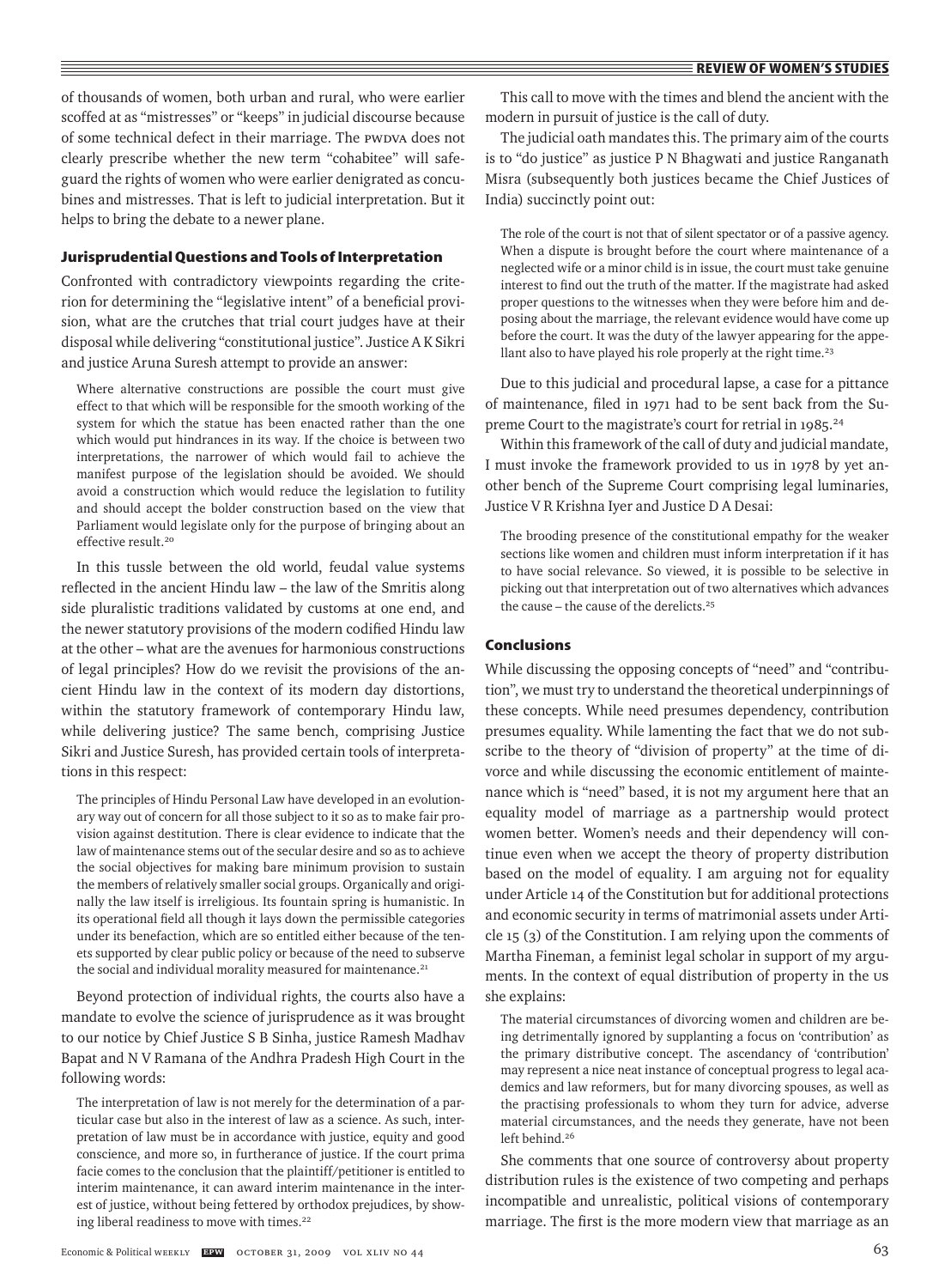of thousands of women, both urban and rural, who were earlier scoffed at as "mistresses" or "keeps" in judicial discourse because of some technical defect in their marriage. The PWDVA does not clearly prescribe whether the new term "cohabitee" will safeguard the rights of women who were earlier denigrated as concubines and mistresses. That is left to judicial interpretation. But it helps to bring the debate to a newer plane.

### Jurisprudential Questions and Tools of Interpretation

Confronted with contradictory viewpoints regarding the criterion for determining the "legislative intent" of a beneficial provision, what are the crutches that trial court judges have at their disposal while delivering "constitutional justice". Justice A K Sikri and justice Aruna Suresh attempt to provide an answer:

> Where alternative constructions are possible the court must give effect to that which will be responsible for the smooth working of the system for which the statue has been enacted rather than the one which would put hindrances in its way. If the choice is between two interpretations, the narrower of which would fail to achieve the manifest purpose of the legislation should be avoided. We should avoid a construction which would reduce the legislation to futility and should accept the bolder construction based on the view that Parliament would legislate only for the purpose of bringing about an effective result.[20]

In this tussle between the old world, feudal value systems reflected in the ancient Hindu law – the law of the Smritis along side pluralistic traditions validated by customs at one end, and the newer statutory provisions of the modern codified Hindu law at the other – what are the avenues for harmonious constructions of legal principles? How do we revisit the provisions of the ancient Hindu law in the context of its modern day distortions, within the statutory framework of contemporary Hindu law, while delivering justice? The same bench, comprising Justice Sikri and Justice Suresh, has provided certain tools of interpretations in this respect:

> The principles of Hindu Personal Law have developed in an evolutionary way out of concern for all those subject to it so as to make fair provision against destitution. There is clear evidence to indicate that the law of maintenance stems out of the secular desire and so as to achieve the social objectives for making bare minimum provision to sustain the members of relatively smaller social groups. Organically and originally the law itself is irreligious. Its fountain spring is humanistic. In its operational field all though it lays down the permissible categories under its benefaction, which are so entitled either because of the tenets supported by clear public policy or because of the need to subserve the social and individual morality measured for maintenance.[21]

Beyond protection of individual rights, the courts also have a mandate to evolve the science of jurisprudence as it was brought to our notice by Chief Justice S B Sinha, justice Ramesh Madhav Bapat and N V Ramana of the Andhra Pradesh High Court in the following words:

> The interpretation of law is not merely for the determination of a particular case but also in the interest of law as a science. As such, interpretation of law must be in accordance with justice, equity and good conscience, and more so, in furtherance of justice. If the court prima facie comes to the conclusion that the plaintiff/petitioner is entitled to interim maintenance, it can award interim maintenance in the interest of justice, without being fettered by orthodox prejudices, by showing liberal readiness to move with times.[22]

This call to move with the times and blend the ancient with the modern in pursuit of justice is the call of duty.

The judicial oath mandates this. The primary aim of the courts is to "do justice" as justice P N Bhagwati and justice Ranganath Misra (subsequently both justices became the Chief Justices of India) succinctly point out:

> The role of the court is not that of silent spectator or of a passive agency. When a dispute is brought before the court where maintenance of a neglected wife or a minor child is in issue, the court must take genuine interest to find out the truth of the matter. If the magistrate had asked proper questions to the witnesses when they were before him and deposing about the marriage, the relevant evidence would have come up before the court. It was the duty of the lawyer appearing for the appellant also to have played his role properly at the right time.[23]

Due to this judicial and procedural lapse, a case for a pittance of maintenance, filed in 1971 had to be sent back from the Supreme Court to the magistrate's court for retrial in 1985.[24]

Within this framework of the call of duty and judicial mandate, I must invoke the framework provided to us in 1978 by yet another bench of the Supreme Court comprising legal luminaries, Justice V R Krishna Iyer and Justice D A Desai:

> The brooding presence of the constitutional empathy for the weaker sections like women and children must inform interpretation if it has to have social relevance. So viewed, it is possible to be selective in picking out that interpretation out of two alternatives which advances the cause – the cause of the derelicts.[25]

### Conclusions

While discussing the opposing concepts of "need" and "contribution", we must try to understand the theoretical underpinnings of these concepts. While need presumes dependency, contribution presumes equality. While lamenting the fact that we do not subscribe to the theory of "division of property" at the time of divorce and while discussing the economic entitlement of maintenance which is "need" based, it is not my argument here that an equality model of marriage as a partnership would protect women better. Women's needs and their dependency will continue even when we accept the theory of property distribution based on the model of equality. I am arguing not for equality under Article 14 of the Constitution but for additional protections and economic security in terms of matrimonial assets under Article 15 (3) of the Constitution. I am relying upon the comments of Martha Fineman, a feminist legal scholar in support of my arguments. In the context of equal distribution of property in the US she explains:

> The material circumstances of divorcing women and children are being detrimentally ignored by supplanting a focus on 'contribution' as the primary distributive concept. The ascendancy of 'contribution' may represent a nice neat instance of conceptual progress to legal academics and law reformers, but for many divorcing spouses, as well as the practising professionals to whom they turn for advice, adverse material circumstances, and the needs they generate, have not been left behind.[26]

She comments that one source of controversy about property distribution rules is the existence of two competing and perhaps incompatible and unrealistic, political visions of contemporary marriage. The first is the more modern view that marriage as an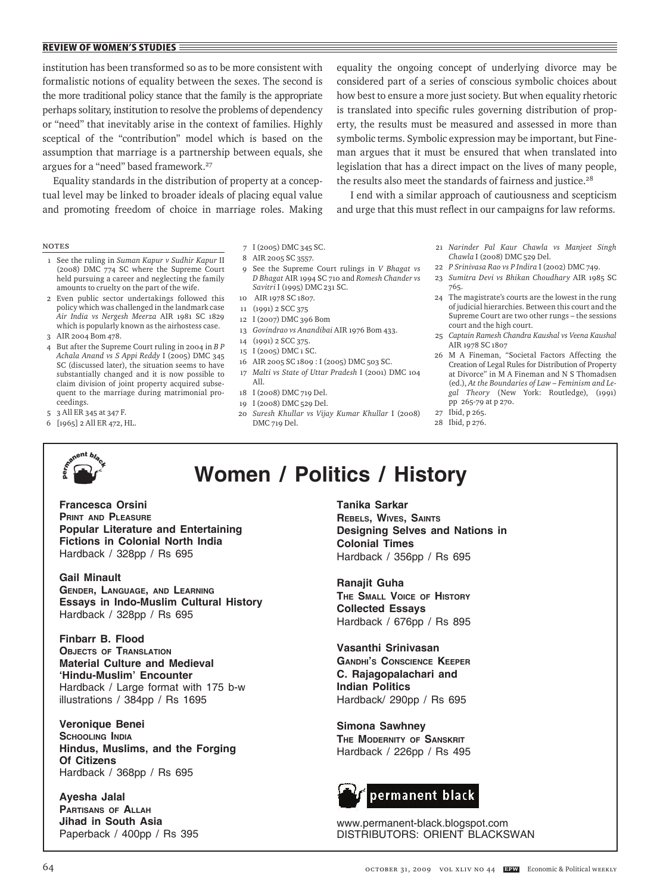institution has been transformed so as to be more consistent with formalistic notions of equality between the sexes. The second is the more traditional policy stance that the family is the appropriate perhaps solitary, institution to resolve the problems of dependency or "need" that inevitably arise in the context of families. Highly sceptical of the "contribution" model which is based on the assumption that marriage is a partnership between equals, she argues for a "need" based framework.[27]

Equality standards in the distribution of property at a conceptual level may be linked to broader ideals of placing equal value and promoting freedom of choice in marriage roles. Making equality the ongoing concept of underlying divorce may be considered part of a series of conscious symbolic choices about how best to ensure a more just society. But when equality rhetoric is translated into specific rules governing distribution of property, the results must be measured and assessed in more than symbolic terms. Symbolic expression may be important, but Fineman argues that it must be ensured that when translated into legislation that has a direct impact on the lives of many people, the results also meet the standards of fairness and justice.[28]

I end with a similar approach of cautiousness and scepticism and urge that this must reflect in our campaigns for law reforms.

### NOTES

1. See the ruling in *Suman Kapur v Sudhir Kapur* II (2008) DMC 774 SC where the Supreme Court held pursuing a career and neglecting the family amounts to cruelty on the part of the wife.
2. Even public sector undertakings followed this policy which was challenged in the landmark case *Air India vs Nergesh Meerza* AIR 1981 SC 1829 which is popularly known as the airhostess case.
3. AIR 2004 Bom 478.
4. But after the Supreme Court ruling in 2004 in *B P Achala Anand vs S Appi Reddy* I (2005) DMC 345 SC (discussed later), the situation seems to have substantially changed and it is now possible to claim division of joint property acquired subsequent to the marriage during matrimonial proceedings.
5. 3 All ER 345 at 347 F.
6. [1965] 2 All ER 472, HL.
7. I (2005) DMC 345 SC.
8. AIR 2005 SC 3557.
9. See the Supreme Court rulings in *V Bhagat vs D Bhagat* AIR 1994 SC 710 and *Romesh Chander vs Savitri* I (1995) DMC 231 SC.
10. AIR 1978 SC 1807.
11. (1991) 2 SCC 375
12. I (2007) DMC 396 Bom
13. *Govindrao vs Anandibai* AIR 1976 Bom 433.
14. (1991) 2 SCC 375.
15. I (2005) DMC 1 SC.
16. AIR 2005 SC 1809 : I (2005) DMC 503 SC.
17. *Malti vs State of Uttar Pradesh* I (2001) DMC 104 All.
18. I (2008) DMC 719 Del.
19. I (2008) DMC 529 Del.
20. *Suresh Khullar vs Vijay Kumar Khullar* I (2008) DMC 719 Del.
21. *Narinder Pal Kaur Chawla vs Manjeet Singh Chawla* I (2008) DMC 529 Del.
22. *P Srinivasa Rao vs P Indira* I (2002) DMC 749.
23. *Sumitra Devi vs Bhikan Choudhary* AIR 1985 SC 765.
24. The magistrate's courts are the lowest in the rung of judicial hierarchies. Between this court and the Supreme Court are two other rungs – the sessions court and the high court.
25. *Captain Ramesh Chandra Kaushal vs Veena Kaushal* AIR 1978 SC 1807
26. M A Fineman, "Societal Factors Affecting the Creation of Legal Rules for Distribution of Property at Divorce" in M A Fineman and N S Thomadsen (ed.), *At the Boundaries of Law – Feminism and Legal Theory* (New York: Routledge), (1991) pp 265-79 at p 270.
27. Ibid, p 265.
28. Ibid, p 276.

---

## Women / Politics / History

**Francesca Orsini**
**PRINT AND PLEASURE**
**Popular Literature and Entertaining Fictions in Colonial North India**
Hardback / 328pp / Rs 695

**Gail Minault**
**GENDER, LANGUAGE, AND LEARNING**
**Essays in Indo-Muslim Cultural History**
Hardback / 328pp / Rs 695

**Finbarr B. Flood**
**OBJECTS OF TRANSLATION**
**Material Culture and Medieval 'Hindu-Muslim' Encounter**
Hardback / Large format with 175 b-w illustrations / 384pp / Rs 1695

**Veronique Benei**
**SCHOOLING INDIA**
**Hindus, Muslims, and the Forging Of Citizens**
Hardback / 368pp / Rs 695

**Ayesha Jalal**
**PARTISANS OF ALLAH**
**Jihad in South Asia**
Paperback / 400pp / Rs 395

**Tanika Sarkar**
**REBELS, WIVES, SAINTS**
**Designing Selves and Nations in Colonial Times**
Hardback / 356pp / Rs 695

**Ranajit Guha**
**THE SMALL VOICE OF HISTORY**
**Collected Essays**
Hardback / 676pp / Rs 895

**Vasanthi Srinivasan**
**GANDHI'S CONSCIENCE KEEPER**
**C. Rajagopalachari and Indian Politics**
Hardback/ 290pp / Rs 695

**Simona Sawhney**
**THE MODERNITY OF SANSKRIT**
Hardback / 226pp / Rs 495

permanent black

www.permanent-black.blogspot.com
DISTRIBUTORS: ORIENT BLACKSWAN